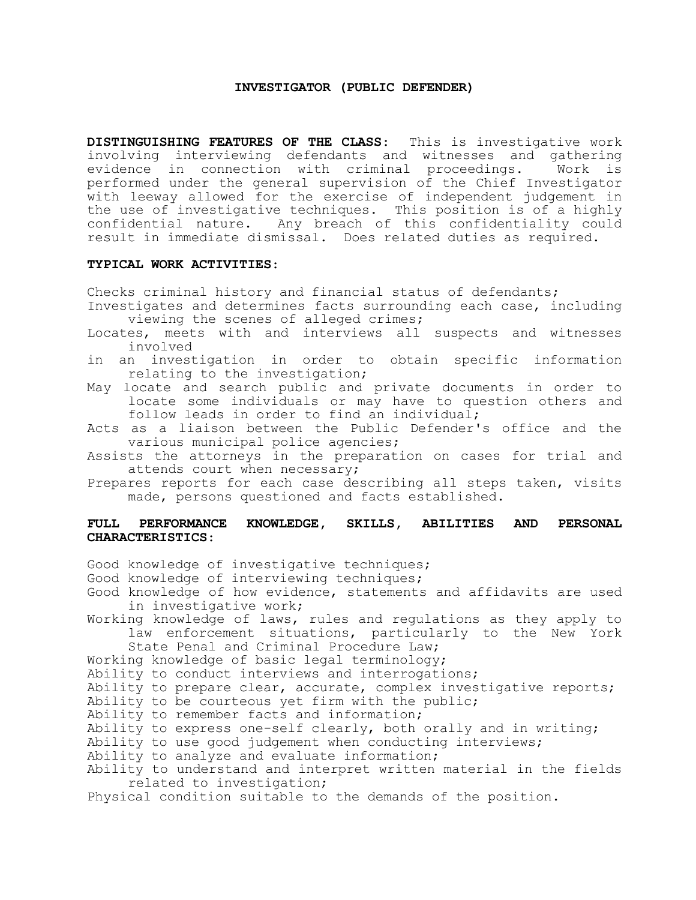# INVESTIGATOR (PUBLIC DEFENDER)

**DISTINGUISHING FEATURES OF THE CLASS:** This is investigative work involving interviewing defendants and witnesses and gathering evidence in connection with criminal proceedings. Work is performed under the general supervision of the Chief Investigator with leeway allowed for the exercise of independent judgement in the use of investigative techniques. This position is of a highly confidential nature. Any breach of this confidentiality could result in immediate dismissal. Does related duties as required.

**TYPICAL WORK ACTIVITIES:**

Checks criminal history and financial status of defendants;
Investigates and determines facts surrounding each case, including viewing the scenes of alleged crimes;
Locates, meets with and interviews all suspects and witnesses involved in an investigation in order to obtain specific information relating to the investigation;
May locate and search public and private documents in order to locate some individuals or may have to question others and follow leads in order to find an individual;
Acts as a liaison between the Public Defender's office and the various municipal police agencies;
Assists the attorneys in the preparation on cases for trial and attends court when necessary;
Prepares reports for each case describing all steps taken, visits made, persons questioned and facts established.

**FULL PERFORMANCE KNOWLEDGE, SKILLS, ABILITIES AND PERSONAL CHARACTERISTICS:**

Good knowledge of investigative techniques;
Good knowledge of interviewing techniques;
Good knowledge of how evidence, statements and affidavits are used in investigative work;
Working knowledge of laws, rules and regulations as they apply to law enforcement situations, particularly to the New York State Penal and Criminal Procedure Law;
Working knowledge of basic legal terminology;
Ability to conduct interviews and interrogations;
Ability to prepare clear, accurate, complex investigative reports;
Ability to be courteous yet firm with the public;
Ability to remember facts and information;
Ability to express one-self clearly, both orally and in writing;
Ability to use good judgement when conducting interviews;
Ability to analyze and evaluate information;
Ability to understand and interpret written material in the fields related to investigation;
Physical condition suitable to the demands of the position.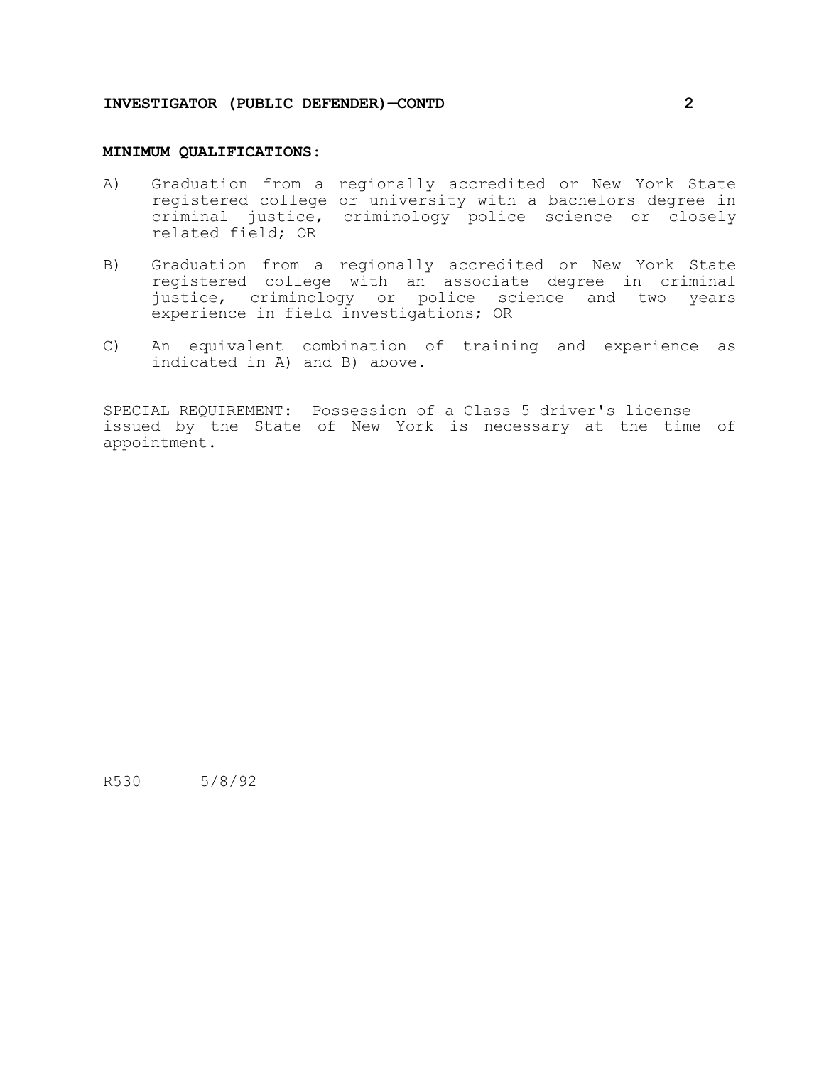**MINIMUM QUALIFICATIONS:**

A) Graduation from a regionally accredited or New York State registered college or university with a bachelors degree in criminal justice, criminology police science or closely related field; OR

B) Graduation from a regionally accredited or New York State registered college with an associate degree in criminal justice, criminology or police science and two years experience in field investigations; OR

C) An equivalent combination of training and experience as indicated in A) and B) above.

SPECIAL REQUIREMENT: Possession of a Class 5 driver's license issued by the State of New York is necessary at the time of appointment.

R530 5/8/92